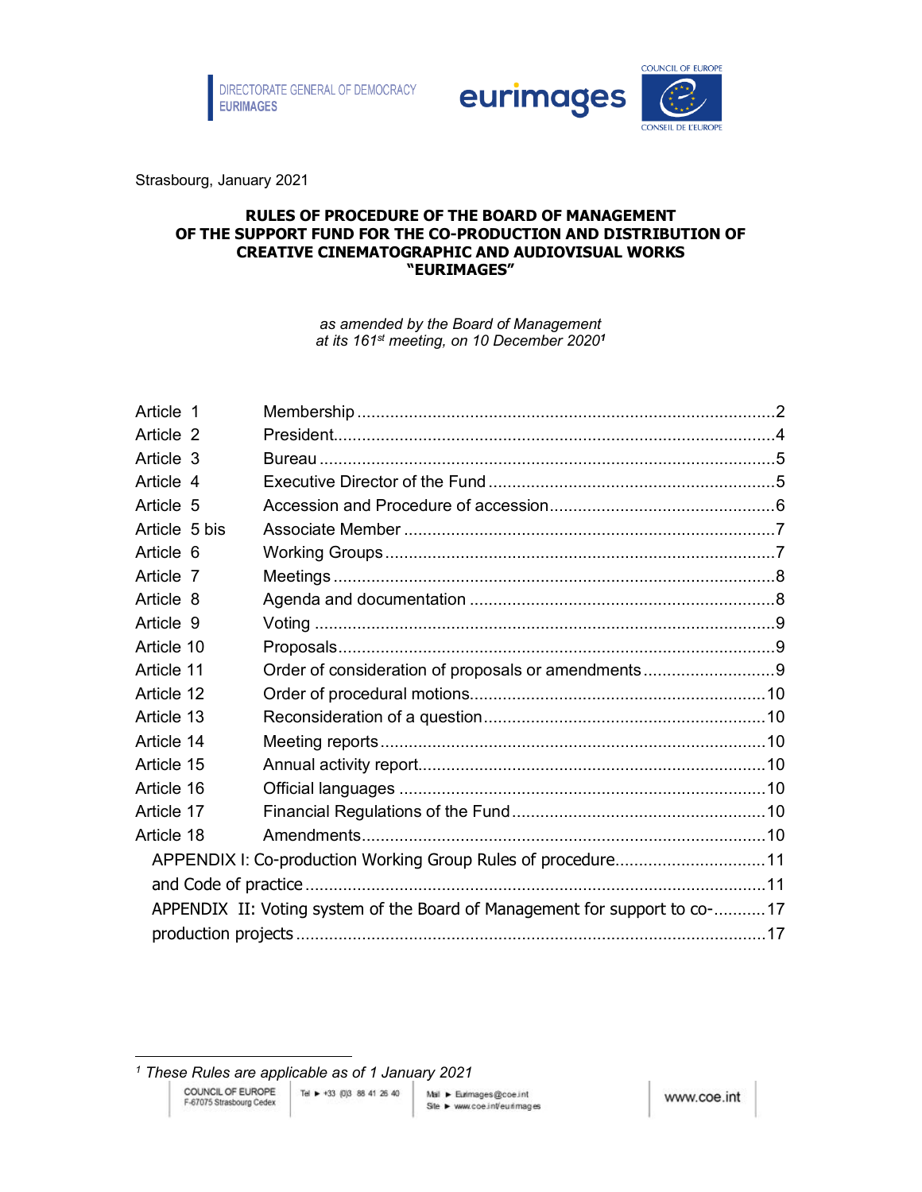DIRECTORATE GENERAL OF DEMOCRACY
EURIMAGES

eurimages

COUNCIL OF EUROPE
CONSEIL DE L'EUROPE

Strasbourg, January 2021

# RULES OF PROCEDURE OF THE BOARD OF MANAGEMENT OF THE SUPPORT FUND FOR THE CO-PRODUCTION AND DISTRIBUTION OF CREATIVE CINEMATOGRAPHIC AND AUDIOVISUAL WORKS "EURIMAGES"

*as amended by the Board of Management at its 161st meeting, on 10 December 2020*[1]

| | | |
|---|---|---|
| Article 1 | Membership | 2 |
| Article 2 | President | 4 |
| Article 3 | Bureau | 5 |
| Article 4 | Executive Director of the Fund | 5 |
| Article 5 | Accession and Procedure of accession | 6 |
| Article 5 bis | Associate Member | 7 |
| Article 6 | Working Groups | 7 |
| Article 7 | Meetings | 8 |
| Article 8 | Agenda and documentation | 8 |
| Article 9 | Voting | 9 |
| Article 10 | Proposals | 9 |
| Article 11 | Order of consideration of proposals or amendments | 9 |
| Article 12 | Order of procedural motions | 10 |
| Article 13 | Reconsideration of a question | 10 |
| Article 14 | Meeting reports | 10 |
| Article 15 | Annual activity report | 10 |
| Article 16 | Official languages | 10 |
| Article 17 | Financial Regulations of the Fund | 10 |
| Article 18 | Amendments | 10 |
| APPENDIX I: Co-production Working Group Rules of procedure and Code of practice | | 11 |
| APPENDIX II: Voting system of the Board of Management for support to co-production projects | | 17 |

[1] *These Rules are applicable as of 1 January 2021*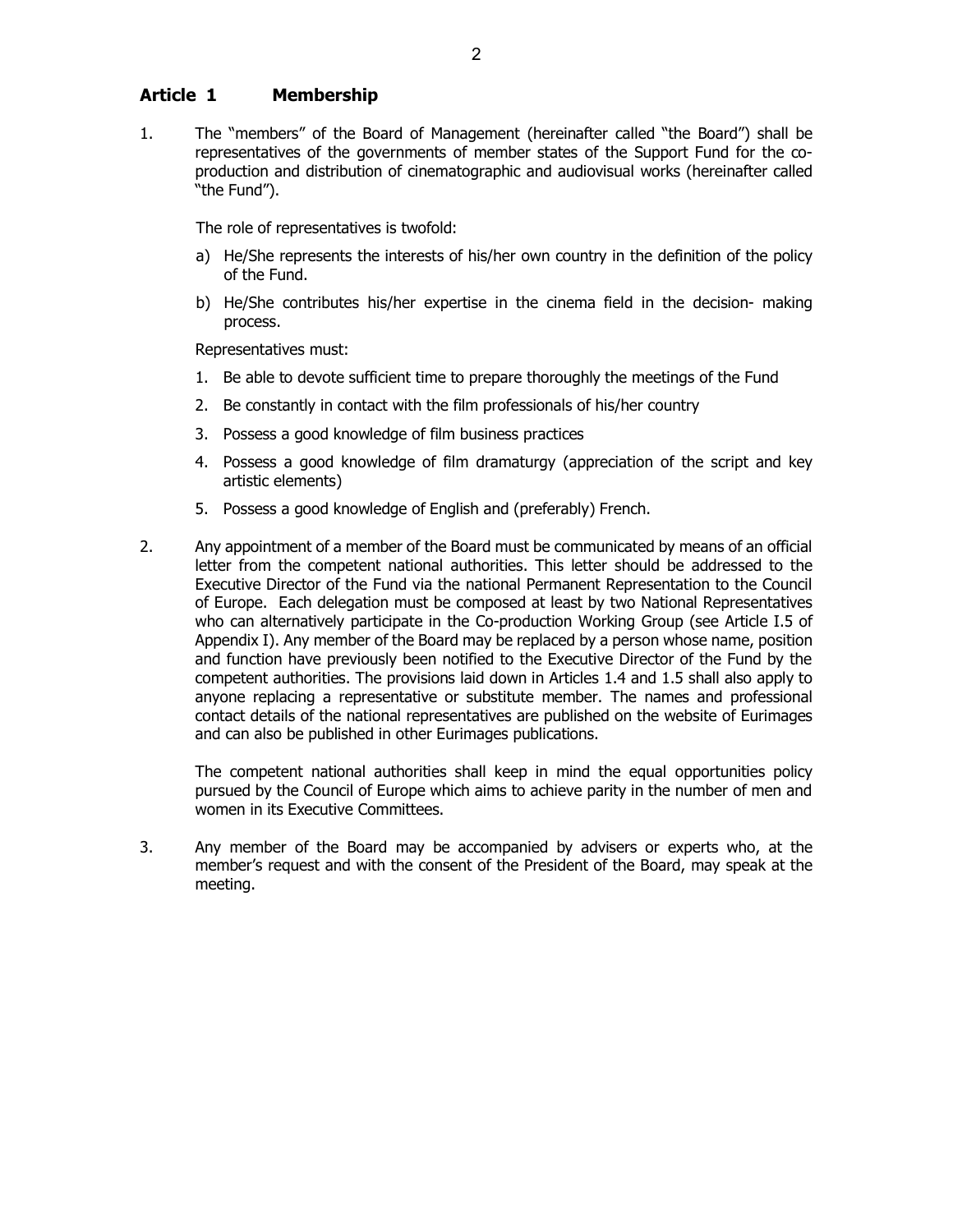## Article 1 Membership

1. The "members" of the Board of Management (hereinafter called "the Board") shall be representatives of the governments of member states of the Support Fund for the co-production and distribution of cinematographic and audiovisual works (hereinafter called "the Fund").

   The role of representatives is twofold:

   a) He/She represents the interests of his/her own country in the definition of the policy of the Fund.

   b) He/She contributes his/her expertise in the cinema field in the decision- making process.

   Representatives must:

   1. Be able to devote sufficient time to prepare thoroughly the meetings of the Fund
   2. Be constantly in contact with the film professionals of his/her country
   3. Possess a good knowledge of film business practices
   4. Possess a good knowledge of film dramaturgy (appreciation of the script and key artistic elements)
   5. Possess a good knowledge of English and (preferably) French.

2. Any appointment of a member of the Board must be communicated by means of an official letter from the competent national authorities. This letter should be addressed to the Executive Director of the Fund via the national Permanent Representation to the Council of Europe. Each delegation must be composed at least by two National Representatives who can alternatively participate in the Co-production Working Group (see Article I.5 of Appendix I). Any member of the Board may be replaced by a person whose name, position and function have previously been notified to the Executive Director of the Fund by the competent authorities. The provisions laid down in Articles 1.4 and 1.5 shall also apply to anyone replacing a representative or substitute member. The names and professional contact details of the national representatives are published on the website of Eurimages and can also be published in other Eurimages publications.

   The competent national authorities shall keep in mind the equal opportunities policy pursued by the Council of Europe which aims to achieve parity in the number of men and women in its Executive Committees.

3. Any member of the Board may be accompanied by advisers or experts who, at the member's request and with the consent of the President of the Board, may speak at the meeting.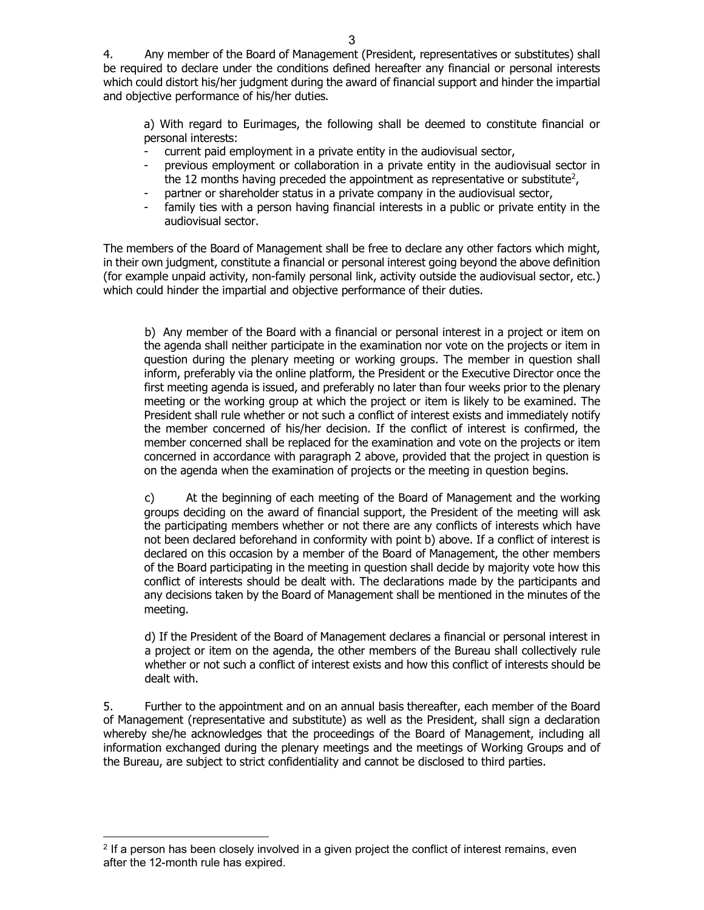4. Any member of the Board of Management (President, representatives or substitutes) shall be required to declare under the conditions defined hereafter any financial or personal interests which could distort his/her judgment during the award of financial support and hinder the impartial and objective performance of his/her duties.

a) With regard to Eurimages, the following shall be deemed to constitute financial or personal interests:

- current paid employment in a private entity in the audiovisual sector,
- previous employment or collaboration in a private entity in the audiovisual sector in the 12 months having preceded the appointment as representative or substitute[2],
- partner or shareholder status in a private company in the audiovisual sector,
- family ties with a person having financial interests in a public or private entity in the audiovisual sector.

The members of the Board of Management shall be free to declare any other factors which might, in their own judgment, constitute a financial or personal interest going beyond the above definition (for example unpaid activity, non-family personal link, activity outside the audiovisual sector, etc.) which could hinder the impartial and objective performance of their duties.

b) Any member of the Board with a financial or personal interest in a project or item on the agenda shall neither participate in the examination nor vote on the projects or item in question during the plenary meeting or working groups. The member in question shall inform, preferably via the online platform, the President or the Executive Director once the first meeting agenda is issued, and preferably no later than four weeks prior to the plenary meeting or the working group at which the project or item is likely to be examined. The President shall rule whether or not such a conflict of interest exists and immediately notify the member concerned of his/her decision. If the conflict of interest is confirmed, the member concerned shall be replaced for the examination and vote on the projects or item concerned in accordance with paragraph 2 above, provided that the project in question is on the agenda when the examination of projects or the meeting in question begins.

c) At the beginning of each meeting of the Board of Management and the working groups deciding on the award of financial support, the President of the meeting will ask the participating members whether or not there are any conflicts of interests which have not been declared beforehand in conformity with point b) above. If a conflict of interest is declared on this occasion by a member of the Board of Management, the other members of the Board participating in the meeting in question shall decide by majority vote how this conflict of interests should be dealt with. The declarations made by the participants and any decisions taken by the Board of Management shall be mentioned in the minutes of the meeting.

d) If the President of the Board of Management declares a financial or personal interest in a project or item on the agenda, the other members of the Bureau shall collectively rule whether or not such a conflict of interest exists and how this conflict of interests should be dealt with.

5. Further to the appointment and on an annual basis thereafter, each member of the Board of Management (representative and substitute) as well as the President, shall sign a declaration whereby she/he acknowledges that the proceedings of the Board of Management, including all information exchanged during the plenary meetings and the meetings of Working Groups and of the Bureau, are subject to strict confidentiality and cannot be disclosed to third parties.

---

[2] If a person has been closely involved in a given project the conflict of interest remains, even after the 12-month rule has expired.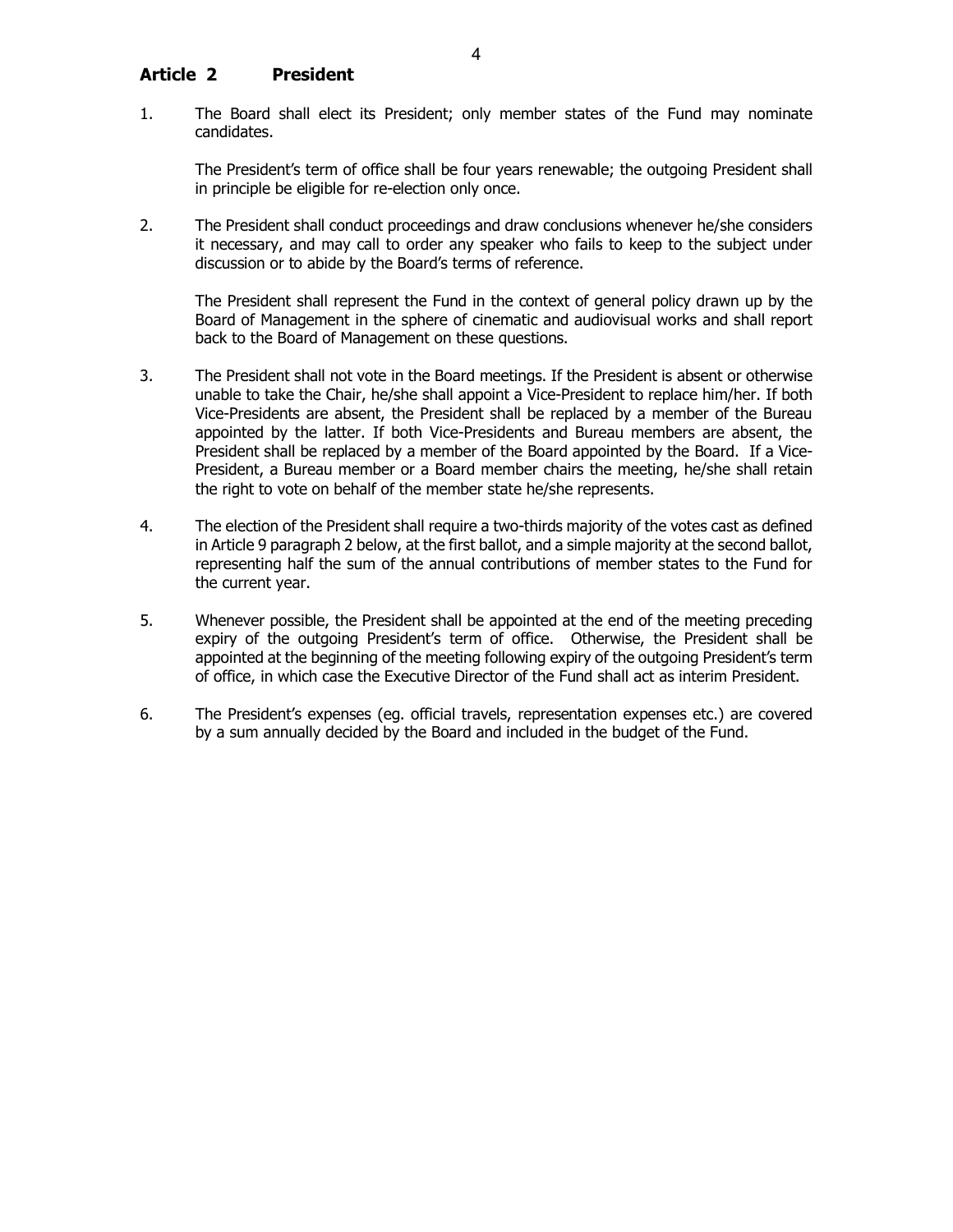## Article 2 President

1. The Board shall elect its President; only member states of the Fund may nominate candidates.

   The President's term of office shall be four years renewable; the outgoing President shall in principle be eligible for re-election only once.

2. The President shall conduct proceedings and draw conclusions whenever he/she considers it necessary, and may call to order any speaker who fails to keep to the subject under discussion or to abide by the Board's terms of reference.

   The President shall represent the Fund in the context of general policy drawn up by the Board of Management in the sphere of cinematic and audiovisual works and shall report back to the Board of Management on these questions.

3. The President shall not vote in the Board meetings. If the President is absent or otherwise unable to take the Chair, he/she shall appoint a Vice-President to replace him/her. If both Vice-Presidents are absent, the President shall be replaced by a member of the Bureau appointed by the latter. If both Vice-Presidents and Bureau members are absent, the President shall be replaced by a member of the Board appointed by the Board. If a Vice-President, a Bureau member or a Board member chairs the meeting, he/she shall retain the right to vote on behalf of the member state he/she represents.

4. The election of the President shall require a two-thirds majority of the votes cast as defined in Article 9 paragraph 2 below, at the first ballot, and a simple majority at the second ballot, representing half the sum of the annual contributions of member states to the Fund for the current year.

5. Whenever possible, the President shall be appointed at the end of the meeting preceding expiry of the outgoing President's term of office. Otherwise, the President shall be appointed at the beginning of the meeting following expiry of the outgoing President's term of office, in which case the Executive Director of the Fund shall act as interim President.

6. The President's expenses (eg. official travels, representation expenses etc.) are covered by a sum annually decided by the Board and included in the budget of the Fund.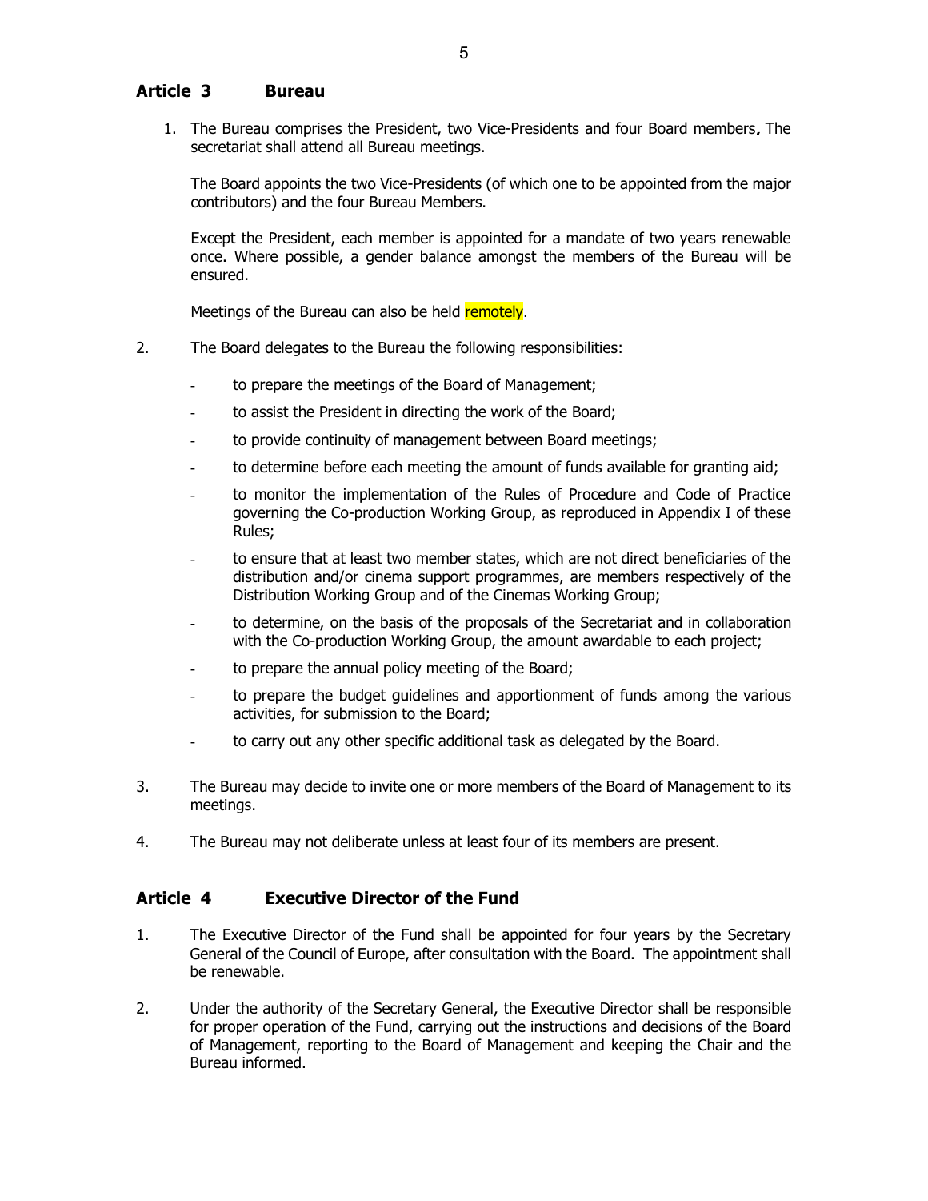## Article 3 Bureau

1. The Bureau comprises the President, two Vice-Presidents and four Board members. The secretariat shall attend all Bureau meetings.

   The Board appoints the two Vice-Presidents (of which one to be appointed from the major contributors) and the four Bureau Members.

   Except the President, each member is appointed for a mandate of two years renewable once. Where possible, a gender balance amongst the members of the Bureau will be ensured.

   Meetings of the Bureau can also be held remotely.

2. The Board delegates to the Bureau the following responsibilities:

   - to prepare the meetings of the Board of Management;
   - to assist the President in directing the work of the Board;
   - to provide continuity of management between Board meetings;
   - to determine before each meeting the amount of funds available for granting aid;
   - to monitor the implementation of the Rules of Procedure and Code of Practice governing the Co-production Working Group, as reproduced in Appendix I of these Rules;
   - to ensure that at least two member states, which are not direct beneficiaries of the distribution and/or cinema support programmes, are members respectively of the Distribution Working Group and of the Cinemas Working Group;
   - to determine, on the basis of the proposals of the Secretariat and in collaboration with the Co-production Working Group, the amount awardable to each project;
   - to prepare the annual policy meeting of the Board;
   - to prepare the budget guidelines and apportionment of funds among the various activities, for submission to the Board;
   - to carry out any other specific additional task as delegated by the Board.

3. The Bureau may decide to invite one or more members of the Board of Management to its meetings.

4. The Bureau may not deliberate unless at least four of its members are present.

## Article 4 Executive Director of the Fund

1. The Executive Director of the Fund shall be appointed for four years by the Secretary General of the Council of Europe, after consultation with the Board. The appointment shall be renewable.

2. Under the authority of the Secretary General, the Executive Director shall be responsible for proper operation of the Fund, carrying out the instructions and decisions of the Board of Management, reporting to the Board of Management and keeping the Chair and the Bureau informed.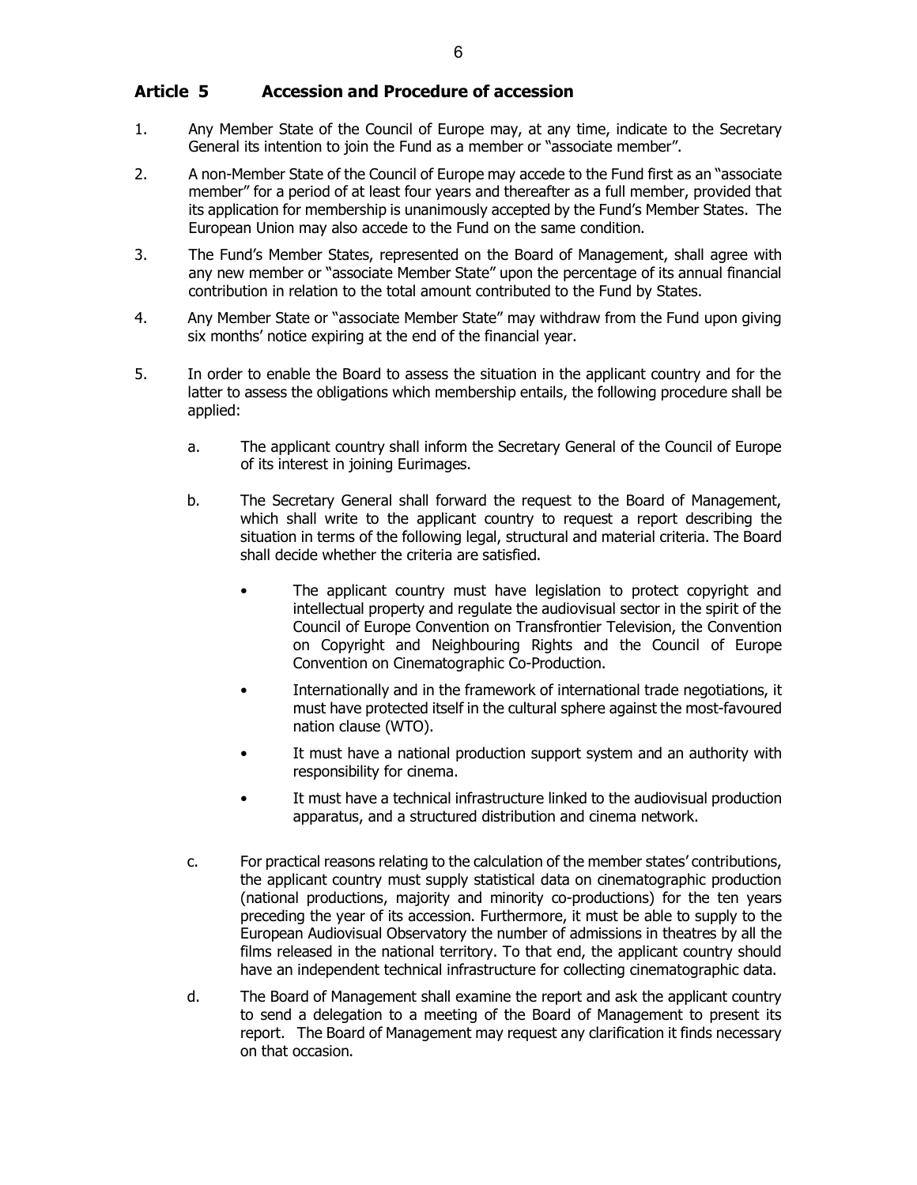## Article 5 Accession and Procedure of accession

1. Any Member State of the Council of Europe may, at any time, indicate to the Secretary General its intention to join the Fund as a member or "associate member".

2. A non-Member State of the Council of Europe may accede to the Fund first as an "associate member" for a period of at least four years and thereafter as a full member, provided that its application for membership is unanimously accepted by the Fund's Member States. The European Union may also accede to the Fund on the same condition.

3. The Fund's Member States, represented on the Board of Management, shall agree with any new member or "associate Member State" upon the percentage of its annual financial contribution in relation to the total amount contributed to the Fund by States.

4. Any Member State or "associate Member State" may withdraw from the Fund upon giving six months' notice expiring at the end of the financial year.

5. In order to enable the Board to assess the situation in the applicant country and for the latter to assess the obligations which membership entails, the following procedure shall be applied:

   a. The applicant country shall inform the Secretary General of the Council of Europe of its interest in joining Eurimages.

   b. The Secretary General shall forward the request to the Board of Management, which shall write to the applicant country to request a report describing the situation in terms of the following legal, structural and material criteria. The Board shall decide whether the criteria are satisfied.

      - The applicant country must have legislation to protect copyright and intellectual property and regulate the audiovisual sector in the spirit of the Council of Europe Convention on Transfrontier Television, the Convention on Copyright and Neighbouring Rights and the Council of Europe Convention on Cinematographic Co-Production.
      - Internationally and in the framework of international trade negotiations, it must have protected itself in the cultural sphere against the most-favoured nation clause (WTO).
      - It must have a national production support system and an authority with responsibility for cinema.
      - It must have a technical infrastructure linked to the audiovisual production apparatus, and a structured distribution and cinema network.

   c. For practical reasons relating to the calculation of the member states' contributions, the applicant country must supply statistical data on cinematographic production (national productions, majority and minority co-productions) for the ten years preceding the year of its accession. Furthermore, it must be able to supply to the European Audiovisual Observatory the number of admissions in theatres by all the films released in the national territory. To that end, the applicant country should have an independent technical infrastructure for collecting cinematographic data.

   d. The Board of Management shall examine the report and ask the applicant country to send a delegation to a meeting of the Board of Management to present its report. The Board of Management may request any clarification it finds necessary on that occasion.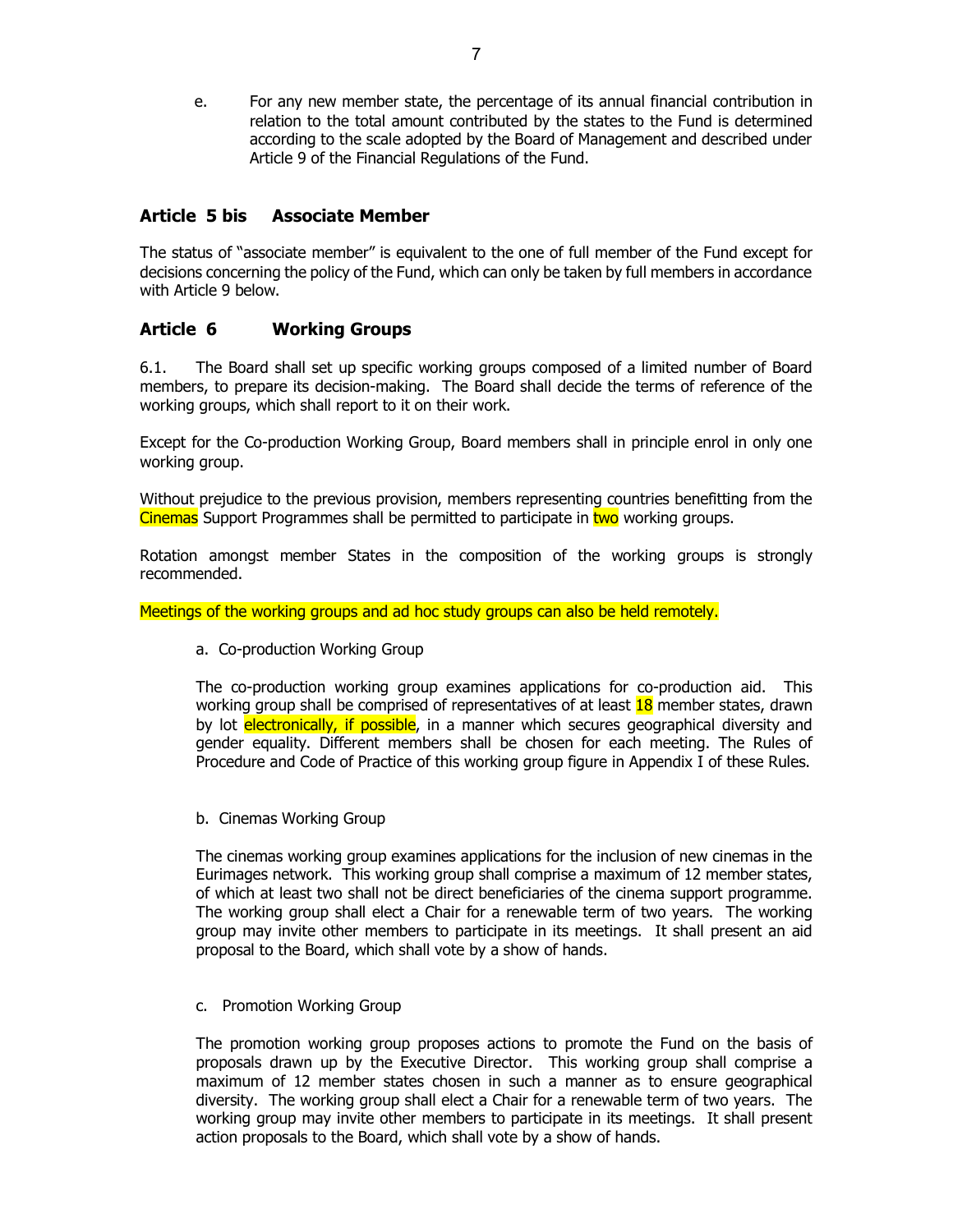e. For any new member state, the percentage of its annual financial contribution in relation to the total amount contributed by the states to the Fund is determined according to the scale adopted by the Board of Management and described under Article 9 of the Financial Regulations of the Fund.

## Article 5 bis Associate Member

The status of "associate member" is equivalent to the one of full member of the Fund except for decisions concerning the policy of the Fund, which can only be taken by full members in accordance with Article 9 below.

## Article 6 Working Groups

6.1. The Board shall set up specific working groups composed of a limited number of Board members, to prepare its decision-making. The Board shall decide the terms of reference of the working groups, which shall report to it on their work.

Except for the Co-production Working Group, Board members shall in principle enrol in only one working group.

Without prejudice to the previous provision, members representing countries benefitting from the Cinemas Support Programmes shall be permitted to participate in two working groups.

Rotation amongst member States in the composition of the working groups is strongly recommended.

Meetings of the working groups and ad hoc study groups can also be held remotely.

a. Co-production Working Group

The co-production working group examines applications for co-production aid. This working group shall be comprised of representatives of at least 18 member states, drawn by lot electronically, if possible, in a manner which secures geographical diversity and gender equality. Different members shall be chosen for each meeting. The Rules of Procedure and Code of Practice of this working group figure in Appendix I of these Rules.

b. Cinemas Working Group

The cinemas working group examines applications for the inclusion of new cinemas in the Eurimages network. This working group shall comprise a maximum of 12 member states, of which at least two shall not be direct beneficiaries of the cinema support programme. The working group shall elect a Chair for a renewable term of two years. The working group may invite other members to participate in its meetings. It shall present an aid proposal to the Board, which shall vote by a show of hands.

c. Promotion Working Group

The promotion working group proposes actions to promote the Fund on the basis of proposals drawn up by the Executive Director. This working group shall comprise a maximum of 12 member states chosen in such a manner as to ensure geographical diversity. The working group shall elect a Chair for a renewable term of two years. The working group may invite other members to participate in its meetings. It shall present action proposals to the Board, which shall vote by a show of hands.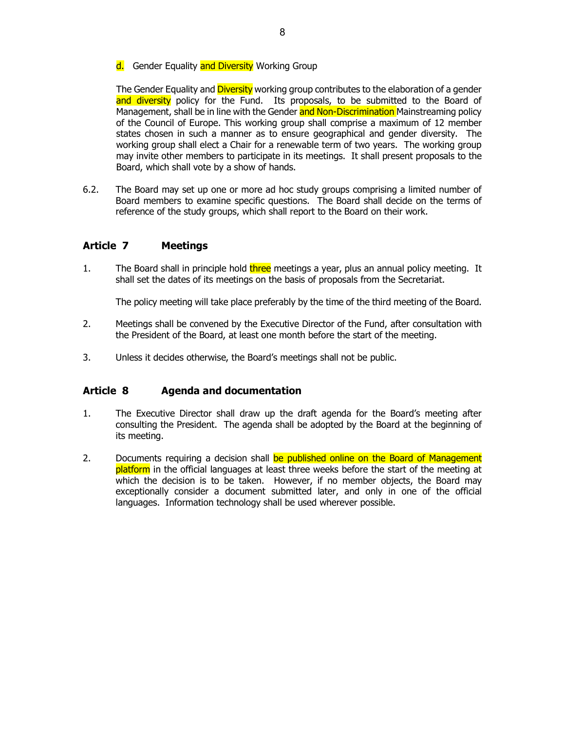d. Gender Equality and Diversity Working Group

The Gender Equality and Diversity working group contributes to the elaboration of a gender and diversity policy for the Fund. Its proposals, to be submitted to the Board of Management, shall be in line with the Gender and Non-Discrimination Mainstreaming policy of the Council of Europe. This working group shall comprise a maximum of 12 member states chosen in such a manner as to ensure geographical and gender diversity. The working group shall elect a Chair for a renewable term of two years. The working group may invite other members to participate in its meetings. It shall present proposals to the Board, which shall vote by a show of hands.

6.2. The Board may set up one or more ad hoc study groups comprising a limited number of Board members to examine specific questions. The Board shall decide on the terms of reference of the study groups, which shall report to the Board on their work.

## Article 7 Meetings

1. The Board shall in principle hold three meetings a year, plus an annual policy meeting. It shall set the dates of its meetings on the basis of proposals from the Secretariat.

   The policy meeting will take place preferably by the time of the third meeting of the Board.

2. Meetings shall be convened by the Executive Director of the Fund, after consultation with the President of the Board, at least one month before the start of the meeting.

3. Unless it decides otherwise, the Board's meetings shall not be public.

## Article 8 Agenda and documentation

1. The Executive Director shall draw up the draft agenda for the Board's meeting after consulting the President. The agenda shall be adopted by the Board at the beginning of its meeting.

2. Documents requiring a decision shall be published online on the Board of Management platform in the official languages at least three weeks before the start of the meeting at which the decision is to be taken. However, if no member objects, the Board may exceptionally consider a document submitted later, and only in one of the official languages. Information technology shall be used wherever possible.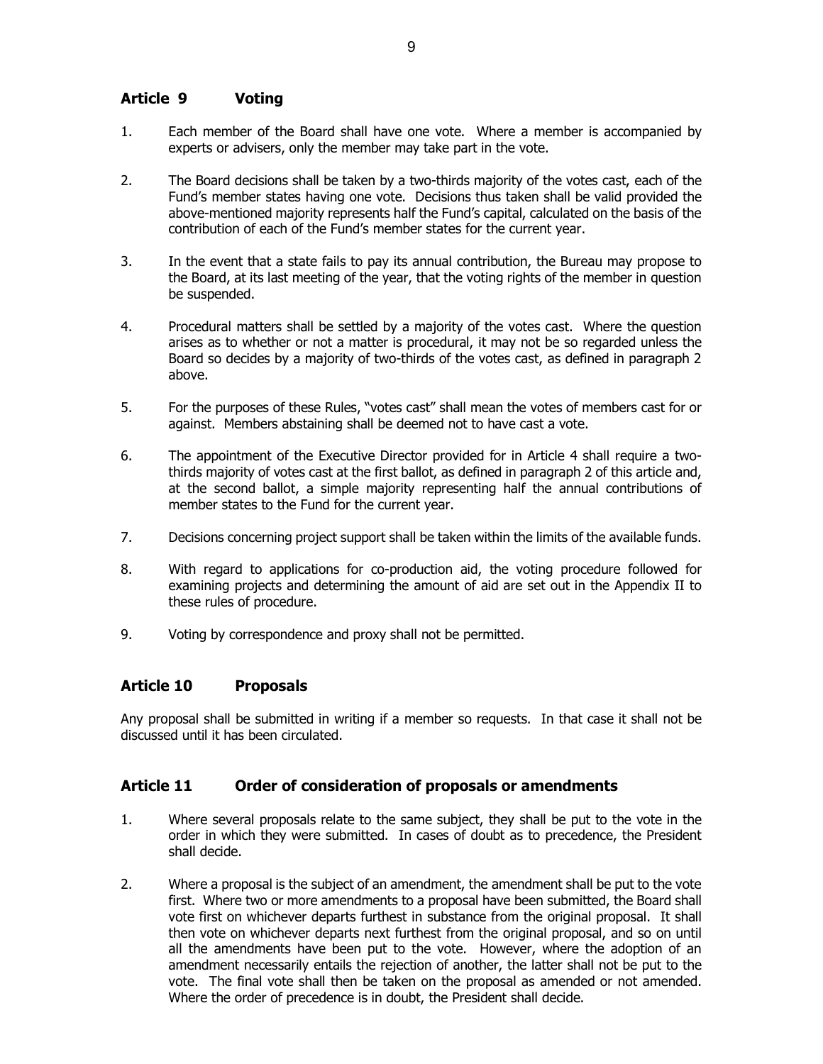## Article 9 Voting

1. Each member of the Board shall have one vote. Where a member is accompanied by experts or advisers, only the member may take part in the vote.

2. The Board decisions shall be taken by a two-thirds majority of the votes cast, each of the Fund's member states having one vote. Decisions thus taken shall be valid provided the above-mentioned majority represents half the Fund's capital, calculated on the basis of the contribution of each of the Fund's member states for the current year.

3. In the event that a state fails to pay its annual contribution, the Bureau may propose to the Board, at its last meeting of the year, that the voting rights of the member in question be suspended.

4. Procedural matters shall be settled by a majority of the votes cast. Where the question arises as to whether or not a matter is procedural, it may not be so regarded unless the Board so decides by a majority of two-thirds of the votes cast, as defined in paragraph 2 above.

5. For the purposes of these Rules, "votes cast" shall mean the votes of members cast for or against. Members abstaining shall be deemed not to have cast a vote.

6. The appointment of the Executive Director provided for in Article 4 shall require a two-thirds majority of votes cast at the first ballot, as defined in paragraph 2 of this article and, at the second ballot, a simple majority representing half the annual contributions of member states to the Fund for the current year.

7. Decisions concerning project support shall be taken within the limits of the available funds.

8. With regard to applications for co-production aid, the voting procedure followed for examining projects and determining the amount of aid are set out in the Appendix II to these rules of procedure.

9. Voting by correspondence and proxy shall not be permitted.

## Article 10 Proposals

Any proposal shall be submitted in writing if a member so requests. In that case it shall not be discussed until it has been circulated.

## Article 11 Order of consideration of proposals or amendments

1. Where several proposals relate to the same subject, they shall be put to the vote in the order in which they were submitted. In cases of doubt as to precedence, the President shall decide.

2. Where a proposal is the subject of an amendment, the amendment shall be put to the vote first. Where two or more amendments to a proposal have been submitted, the Board shall vote first on whichever departs furthest in substance from the original proposal. It shall then vote on whichever departs next furthest from the original proposal, and so on until all the amendments have been put to the vote. However, where the adoption of an amendment necessarily entails the rejection of another, the latter shall not be put to the vote. The final vote shall then be taken on the proposal as amended or not amended. Where the order of precedence is in doubt, the President shall decide.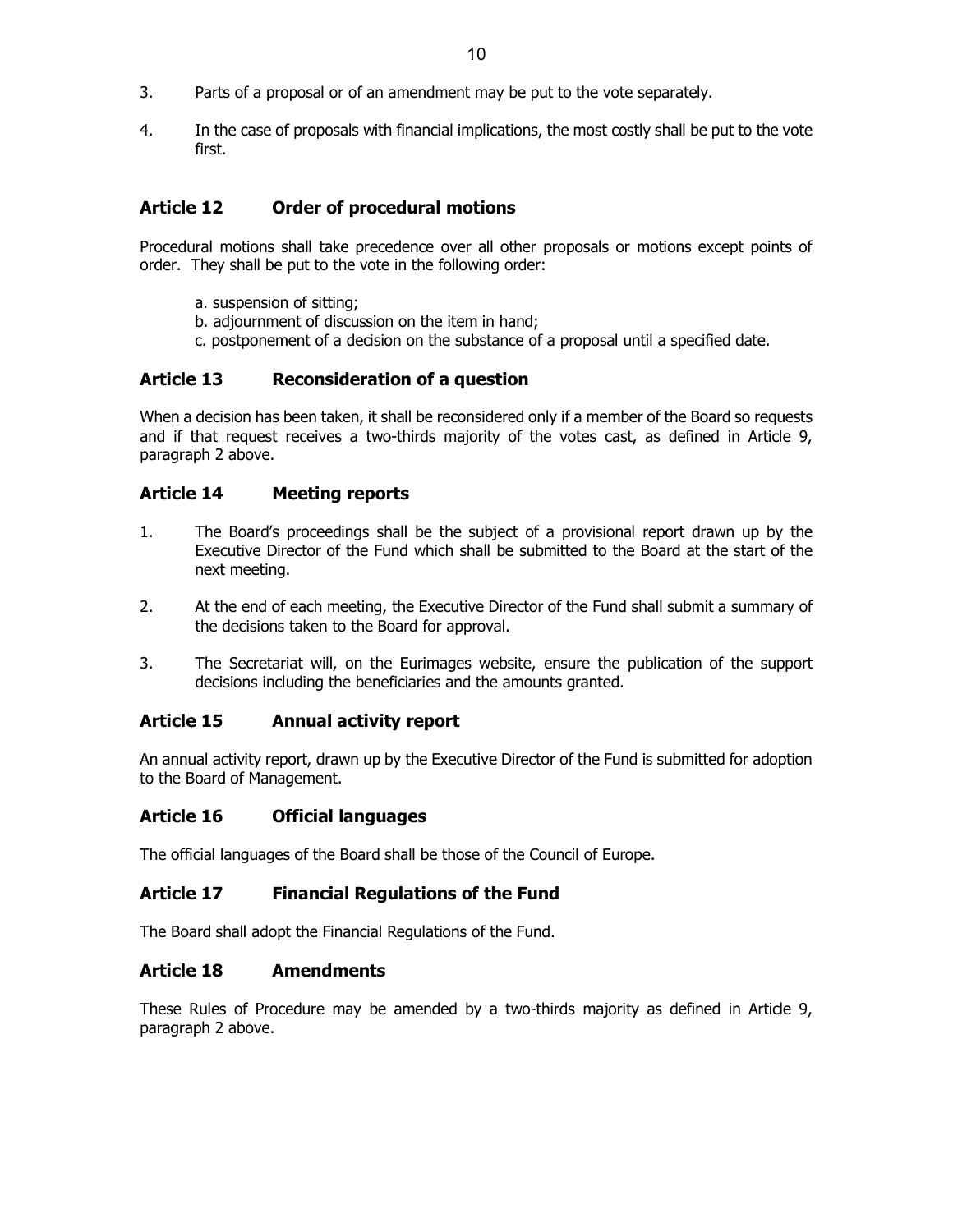3. Parts of a proposal or of an amendment may be put to the vote separately.

4. In the case of proposals with financial implications, the most costly shall be put to the vote first.

## Article 12 Order of procedural motions

Procedural motions shall take precedence over all other proposals or motions except points of order. They shall be put to the vote in the following order:

a. suspension of sitting;
b. adjournment of discussion on the item in hand;
c. postponement of a decision on the substance of a proposal until a specified date.

## Article 13 Reconsideration of a question

When a decision has been taken, it shall be reconsidered only if a member of the Board so requests and if that request receives a two-thirds majority of the votes cast, as defined in Article 9, paragraph 2 above.

## Article 14 Meeting reports

1. The Board's proceedings shall be the subject of a provisional report drawn up by the Executive Director of the Fund which shall be submitted to the Board at the start of the next meeting.

2. At the end of each meeting, the Executive Director of the Fund shall submit a summary of the decisions taken to the Board for approval.

3. The Secretariat will, on the Eurimages website, ensure the publication of the support decisions including the beneficiaries and the amounts granted.

## Article 15 Annual activity report

An annual activity report, drawn up by the Executive Director of the Fund is submitted for adoption to the Board of Management.

## Article 16 Official languages

The official languages of the Board shall be those of the Council of Europe.

## Article 17 Financial Regulations of the Fund

The Board shall adopt the Financial Regulations of the Fund.

## Article 18 Amendments

These Rules of Procedure may be amended by a two-thirds majority as defined in Article 9, paragraph 2 above.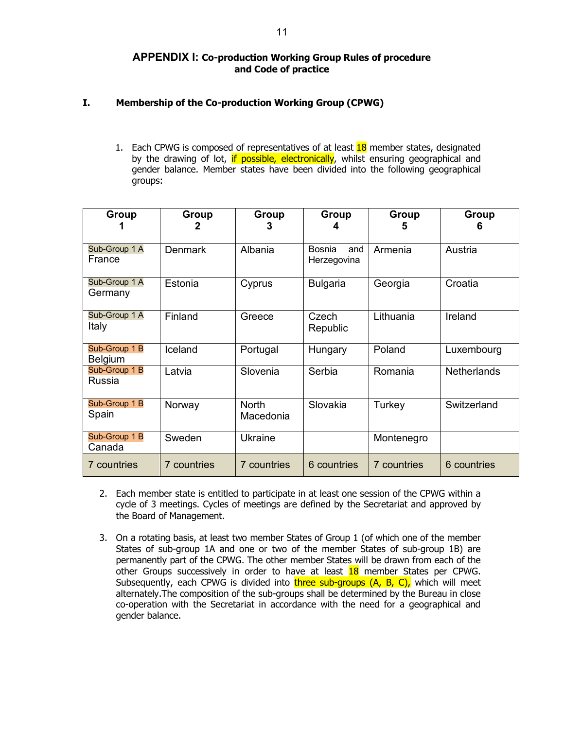## APPENDIX I: Co-production Working Group Rules of procedure and Code of practice

### I. Membership of the Co-production Working Group (CPWG)

1. Each CPWG is composed of representatives of at least 18 member states, designated by the drawing of lot, if possible, electronically, whilst ensuring geographical and gender balance. Member states have been divided into the following geographical groups:

| Group 1 | Group 2 | Group 3 | Group 4 | Group 5 | Group 6 |
|---|---|---|---|---|---|
| Sub-Group 1 A France | Denmark | Albania | Bosnia and Herzegovina | Armenia | Austria |
| Sub-Group 1 A Germany | Estonia | Cyprus | Bulgaria | Georgia | Croatia |
| Sub-Group 1 A Italy | Finland | Greece | Czech Republic | Lithuania | Ireland |
| Sub-Group 1 B Belgium | Iceland | Portugal | Hungary | Poland | Luxembourg |
| Sub-Group 1 B Russia | Latvia | Slovenia | Serbia | Romania | Netherlands |
| Sub-Group 1 B Spain | Norway | North Macedonia | Slovakia | Turkey | Switzerland |
| Sub-Group 1 B Canada | Sweden | Ukraine | | Montenegro | |
| 7 countries | 7 countries | 7 countries | 6 countries | 7 countries | 6 countries |

2. Each member state is entitled to participate in at least one session of the CPWG within a cycle of 3 meetings. Cycles of meetings are defined by the Secretariat and approved by the Board of Management.

3. On a rotating basis, at least two member States of Group 1 (of which one of the member States of sub-group 1A and one or two of the member States of sub-group 1B) are permanently part of the CPWG. The other member States will be drawn from each of the other Groups successively in order to have at least 18 member States per CPWG. Subsequently, each CPWG is divided into three sub-groups (A, B, C), which will meet alternately.The composition of the sub-groups shall be determined by the Bureau in close co-operation with the Secretariat in accordance with the need for a geographical and gender balance.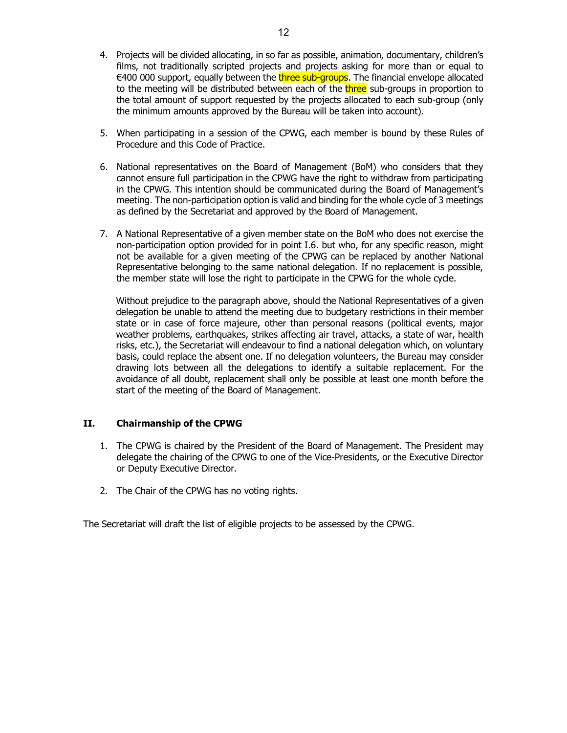4. Projects will be divided allocating, in so far as possible, animation, documentary, children's films, not traditionally scripted projects and projects asking for more than or equal to €400 000 support, equally between the three sub-groups. The financial envelope allocated to the meeting will be distributed between each of the three sub-groups in proportion to the total amount of support requested by the projects allocated to each sub-group (only the minimum amounts approved by the Bureau will be taken into account).

5. When participating in a session of the CPWG, each member is bound by these Rules of Procedure and this Code of Practice.

6. National representatives on the Board of Management (BoM) who considers that they cannot ensure full participation in the CPWG have the right to withdraw from participating in the CPWG. This intention should be communicated during the Board of Management's meeting. The non-participation option is valid and binding for the whole cycle of 3 meetings as defined by the Secretariat and approved by the Board of Management.

7. A National Representative of a given member state on the BoM who does not exercise the non-participation option provided for in point I.6. but who, for any specific reason, might not be available for a given meeting of the CPWG can be replaced by another National Representative belonging to the same national delegation. If no replacement is possible, the member state will lose the right to participate in the CPWG for the whole cycle.

   Without prejudice to the paragraph above, should the National Representatives of a given delegation be unable to attend the meeting due to budgetary restrictions in their member state or in case of force majeure, other than personal reasons (political events, major weather problems, earthquakes, strikes affecting air travel, attacks, a state of war, health risks, etc.), the Secretariat will endeavour to find a national delegation which, on voluntary basis, could replace the absent one. If no delegation volunteers, the Bureau may consider drawing lots between all the delegations to identify a suitable replacement. For the avoidance of all doubt, replacement shall only be possible at least one month before the start of the meeting of the Board of Management.

## II. Chairmanship of the CPWG

1. The CPWG is chaired by the President of the Board of Management. The President may delegate the chairing of the CPWG to one of the Vice-Presidents, or the Executive Director or Deputy Executive Director.

2. The Chair of the CPWG has no voting rights.

The Secretariat will draft the list of eligible projects to be assessed by the CPWG.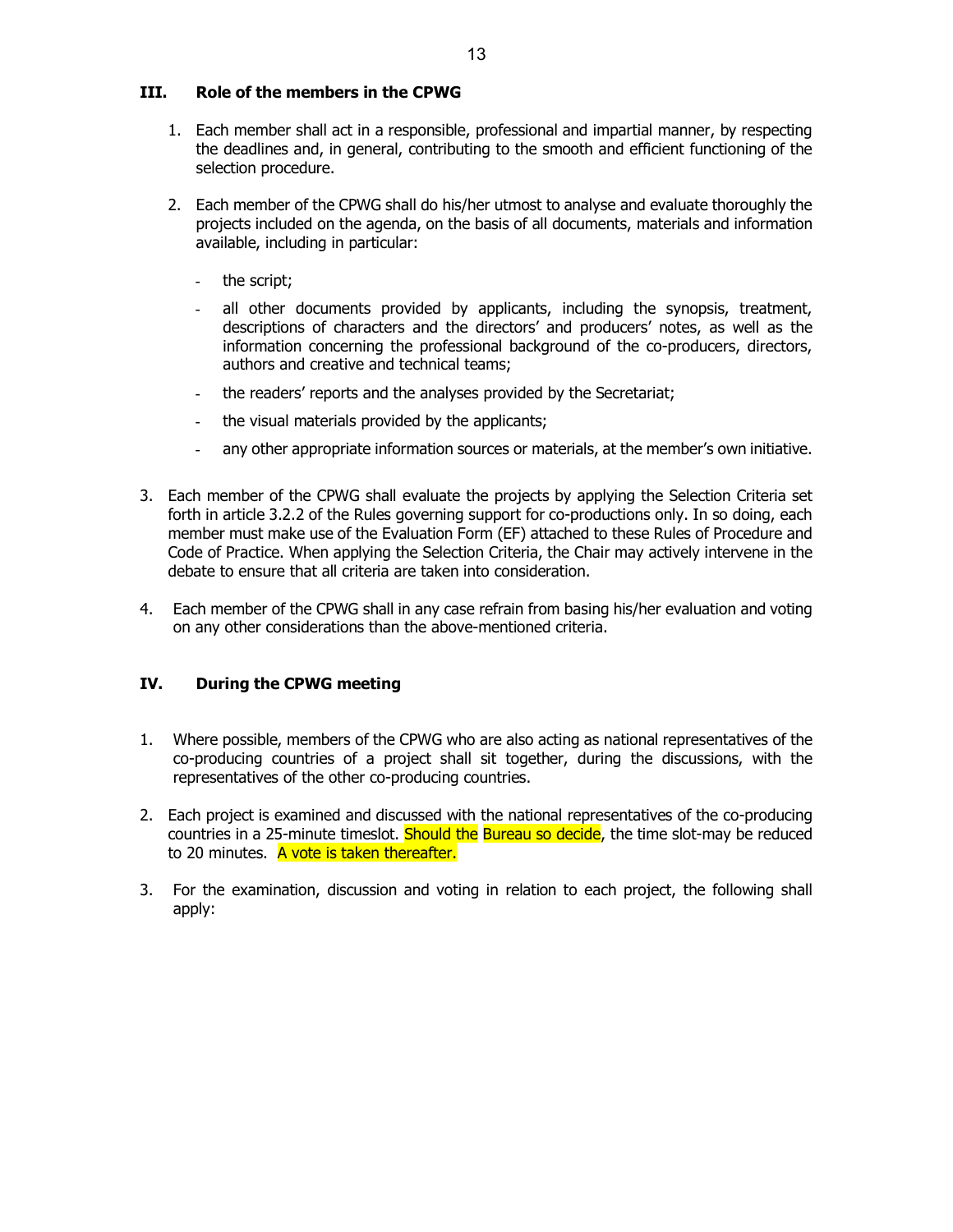## III. Role of the members in the CPWG

1. Each member shall act in a responsible, professional and impartial manner, by respecting the deadlines and, in general, contributing to the smooth and efficient functioning of the selection procedure.

2. Each member of the CPWG shall do his/her utmost to analyse and evaluate thoroughly the projects included on the agenda, on the basis of all documents, materials and information available, including in particular:

   - the script;
   - all other documents provided by applicants, including the synopsis, treatment, descriptions of characters and the directors' and producers' notes, as well as the information concerning the professional background of the co-producers, directors, authors and creative and technical teams;
   - the readers' reports and the analyses provided by the Secretariat;
   - the visual materials provided by the applicants;
   - any other appropriate information sources or materials, at the member's own initiative.

3. Each member of the CPWG shall evaluate the projects by applying the Selection Criteria set forth in article 3.2.2 of the Rules governing support for co-productions only. In so doing, each member must make use of the Evaluation Form (EF) attached to these Rules of Procedure and Code of Practice. When applying the Selection Criteria, the Chair may actively intervene in the debate to ensure that all criteria are taken into consideration.

4. Each member of the CPWG shall in any case refrain from basing his/her evaluation and voting on any other considerations than the above-mentioned criteria.

## IV. During the CPWG meeting

1. Where possible, members of the CPWG who are also acting as national representatives of the co-producing countries of a project shall sit together, during the discussions, with the representatives of the other co-producing countries.

2. Each project is examined and discussed with the national representatives of the co-producing countries in a 25-minute timeslot. Should the Bureau so decide, the time slot-may be reduced to 20 minutes. A vote is taken thereafter.

3. For the examination, discussion and voting in relation to each project, the following shall apply: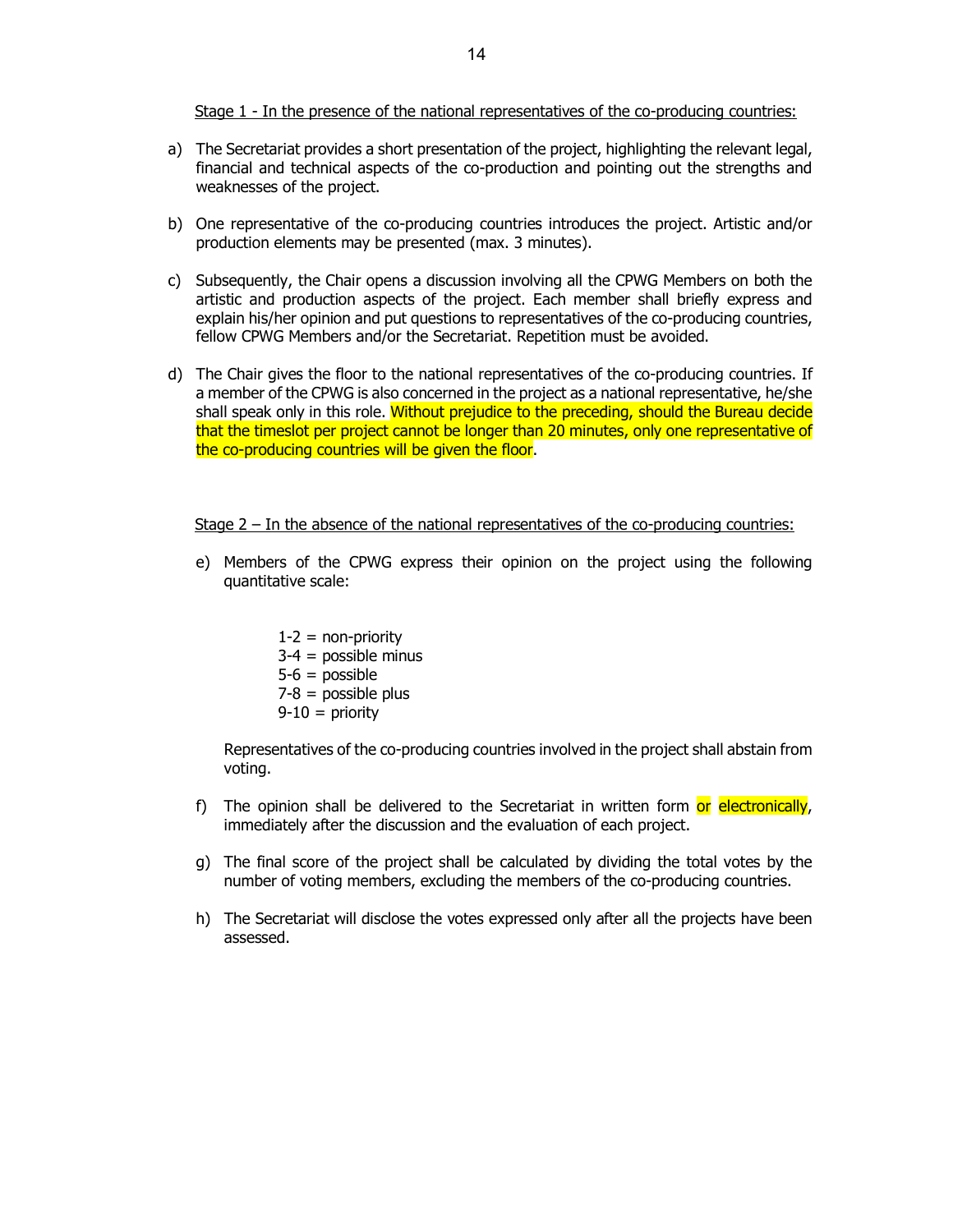Stage 1 - In the presence of the national representatives of the co-producing countries:

a) The Secretariat provides a short presentation of the project, highlighting the relevant legal, financial and technical aspects of the co-production and pointing out the strengths and weaknesses of the project.

b) One representative of the co-producing countries introduces the project. Artistic and/or production elements may be presented (max. 3 minutes).

c) Subsequently, the Chair opens a discussion involving all the CPWG Members on both the artistic and production aspects of the project. Each member shall briefly express and explain his/her opinion and put questions to representatives of the co-producing countries, fellow CPWG Members and/or the Secretariat. Repetition must be avoided.

d) The Chair gives the floor to the national representatives of the co-producing countries. If a member of the CPWG is also concerned in the project as a national representative, he/she shall speak only in this role. Without prejudice to the preceding, should the Bureau decide that the timeslot per project cannot be longer than 20 minutes, only one representative of the co-producing countries will be given the floor.

Stage 2 – In the absence of the national representatives of the co-producing countries:

e) Members of the CPWG express their opinion on the project using the following quantitative scale:

   1-2 = non-priority
   3-4 = possible minus
   5-6 = possible
   7-8 = possible plus
   9-10 = priority

   Representatives of the co-producing countries involved in the project shall abstain from voting.

f) The opinion shall be delivered to the Secretariat in written form or electronically, immediately after the discussion and the evaluation of each project.

g) The final score of the project shall be calculated by dividing the total votes by the number of voting members, excluding the members of the co-producing countries.

h) The Secretariat will disclose the votes expressed only after all the projects have been assessed.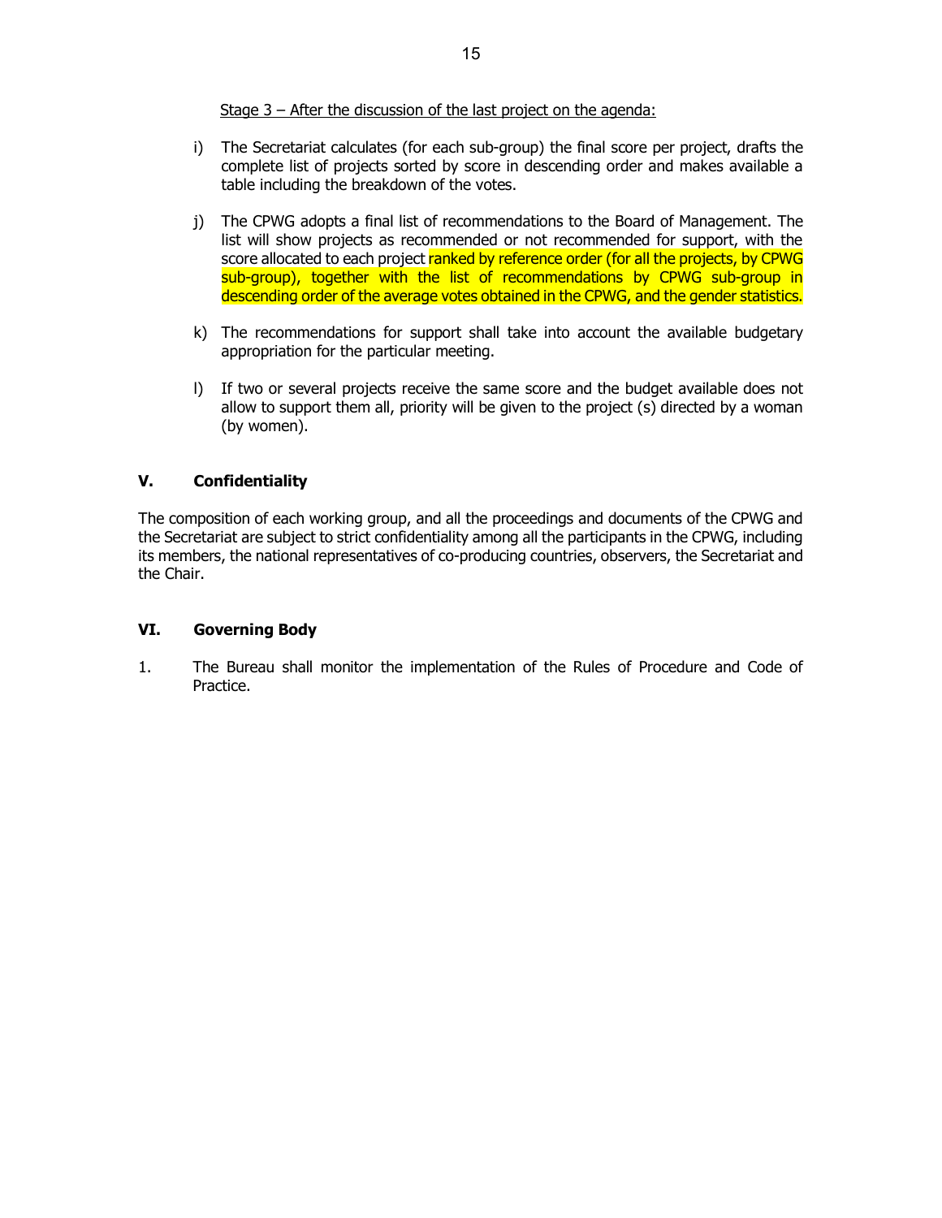<u>Stage 3 – After the discussion of the last project on the agenda:</u>

i) The Secretariat calculates (for each sub-group) the final score per project, drafts the complete list of projects sorted by score in descending order and makes available a table including the breakdown of the votes.

j) The CPWG adopts a final list of recommendations to the Board of Management. The list will show projects as recommended or not recommended for support, with the score allocated to each project ranked by reference order (for all the projects, by CPWG sub-group), together with the list of recommendations by CPWG sub-group in descending order of the average votes obtained in the CPWG, and the gender statistics.

k) The recommendations for support shall take into account the available budgetary appropriation for the particular meeting.

l) If two or several projects receive the same score and the budget available does not allow to support them all, priority will be given to the project (s) directed by a woman (by women).

## V. Confidentiality

The composition of each working group, and all the proceedings and documents of the CPWG and the Secretariat are subject to strict confidentiality among all the participants in the CPWG, including its members, the national representatives of co-producing countries, observers, the Secretariat and the Chair.

## VI. Governing Body

1. The Bureau shall monitor the implementation of the Rules of Procedure and Code of Practice.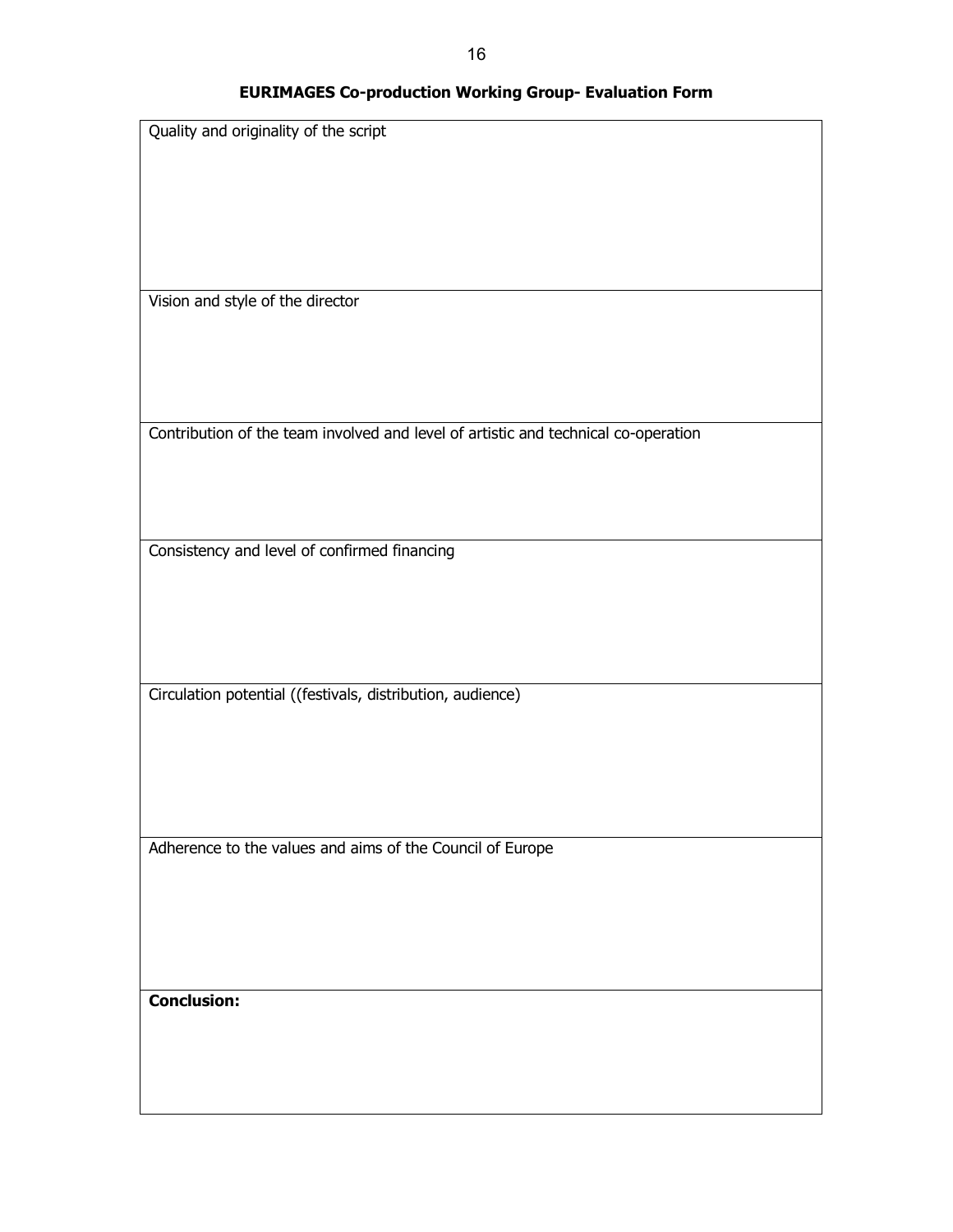**EURIMAGES Co-production Working Group- Evaluation Form**

| Quality and originality of the script |
|---|
| Vision and style of the director |
| Contribution of the team involved and level of artistic and technical co-operation |
| Consistency and level of confirmed financing |
| Circulation potential ((festivals, distribution, audience) |
| Adherence to the values and aims of the Council of Europe |
| **Conclusion:** |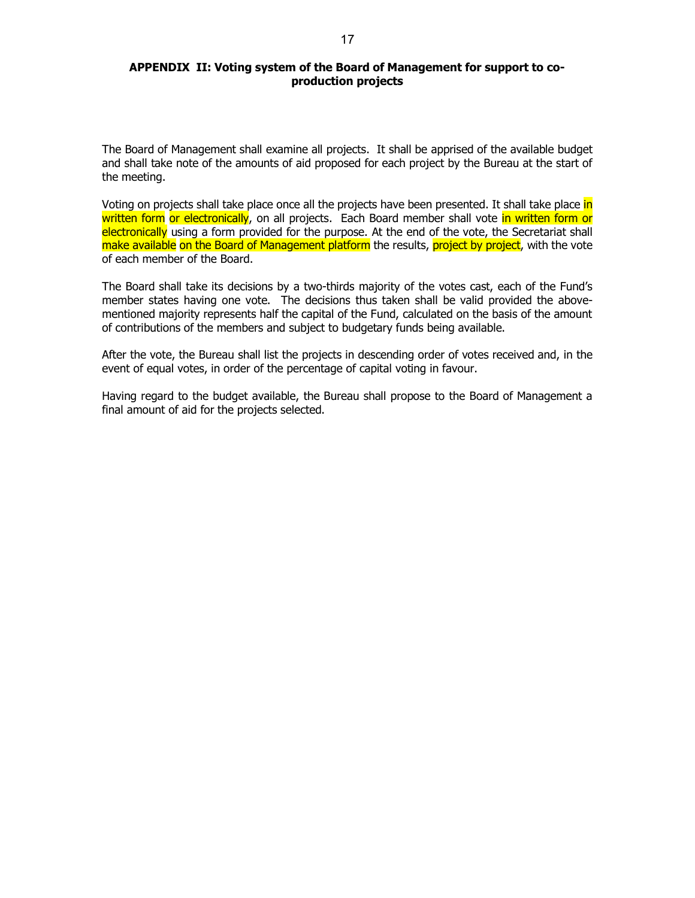## APPENDIX II: Voting system of the Board of Management for support to co-production projects

The Board of Management shall examine all projects. It shall be apprised of the available budget and shall take note of the amounts of aid proposed for each project by the Bureau at the start of the meeting.

Voting on projects shall take place once all the projects have been presented. It shall take place in written form or electronically, on all projects. Each Board member shall vote in written form or electronically using a form provided for the purpose. At the end of the vote, the Secretariat shall make available on the Board of Management platform the results, project by project, with the vote of each member of the Board.

The Board shall take its decisions by a two-thirds majority of the votes cast, each of the Fund's member states having one vote. The decisions thus taken shall be valid provided the above-mentioned majority represents half the capital of the Fund, calculated on the basis of the amount of contributions of the members and subject to budgetary funds being available.

After the vote, the Bureau shall list the projects in descending order of votes received and, in the event of equal votes, in order of the percentage of capital voting in favour.

Having regard to the budget available, the Bureau shall propose to the Board of Management a final amount of aid for the projects selected.